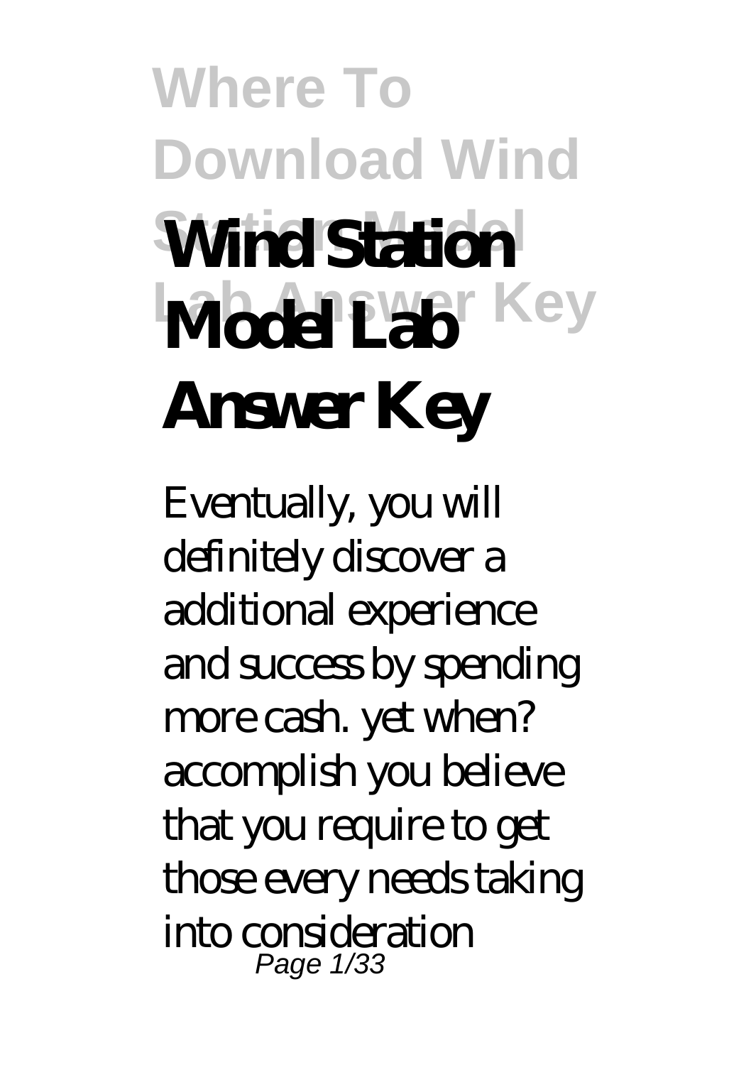# Wind Station Model Lab Answer Key

Eventually, you will definitely discover a additional experience and success by spending more cash. yet when? accomplish you believe that you require to get those every needs taking into consideration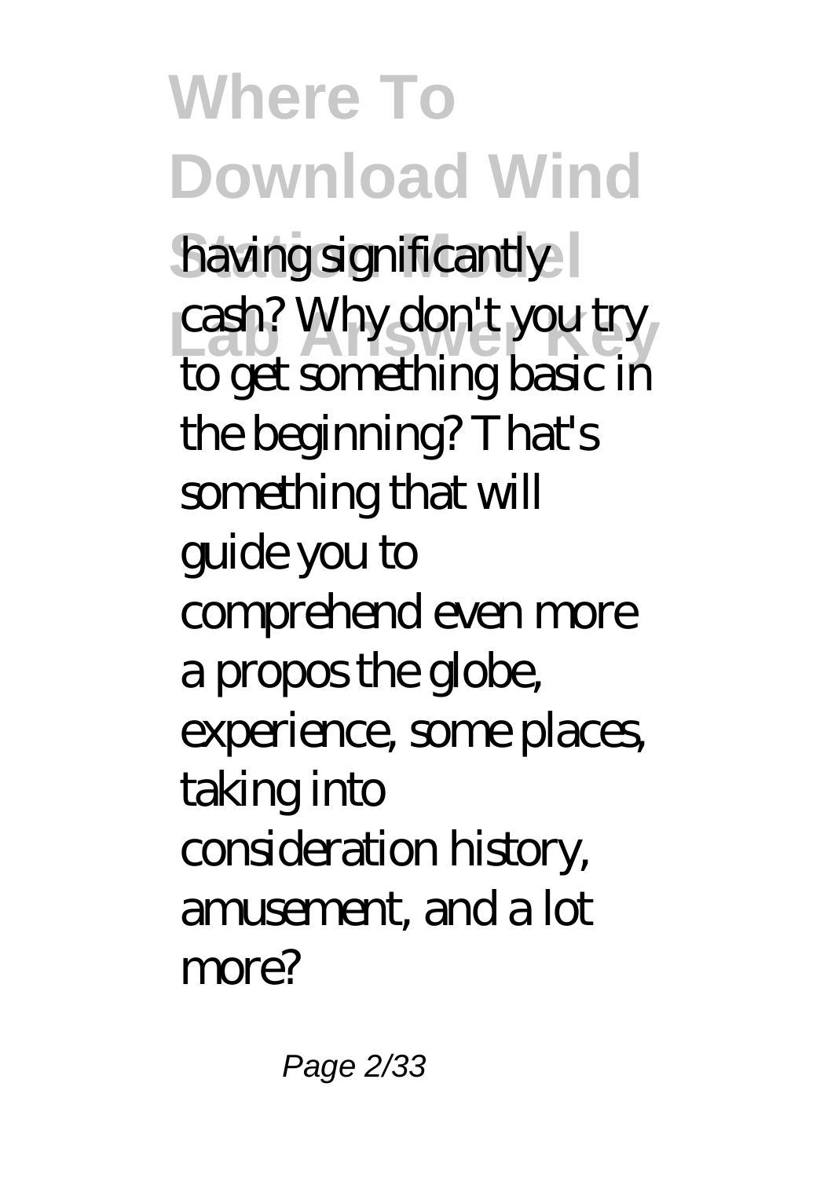having significantly cash? Why don't you try to get something basic in the beginning? That's something that will guide you to comprehend even more a propos the globe, experience, some places, taking into consideration history, amusement, and a lot more?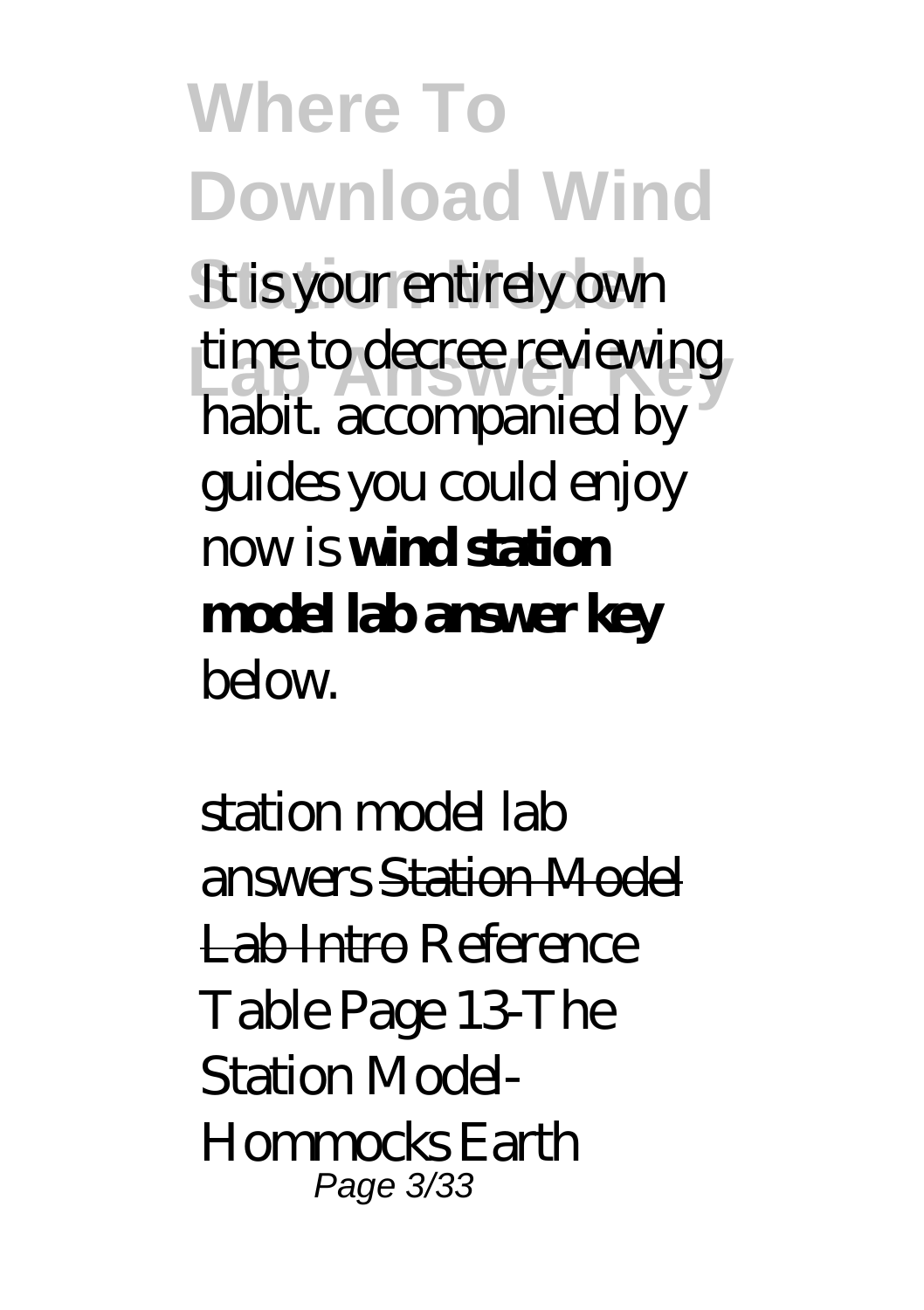It is your entirely own time to decree reviewing habit. accompanied by guides you could enjoy now is **wind station model lab answer key** below.

*station model lab answers* ~~Station Model Lab Intro~~ *Reference Table Page 13-The Station Model-Hommocks Earth*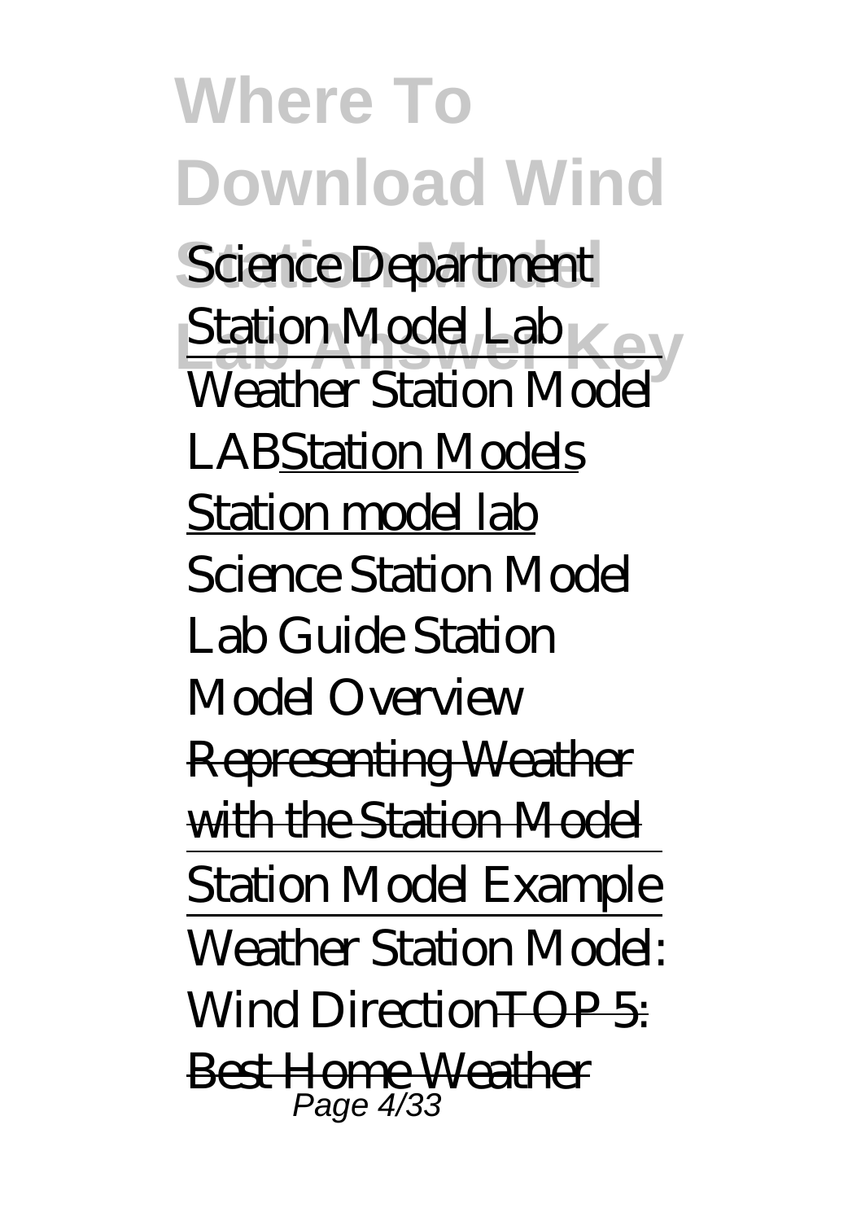*Science Department Station Model Lab*

Weather Station Model LAB Station Models

Station model lab

*Science Station Model Lab Guide Station Model Overview*

~~Representing Weather with the Station Model~~

Station Model Example

Weather Station Model: Wind Direction ~~TOP 5: Best Home Weather~~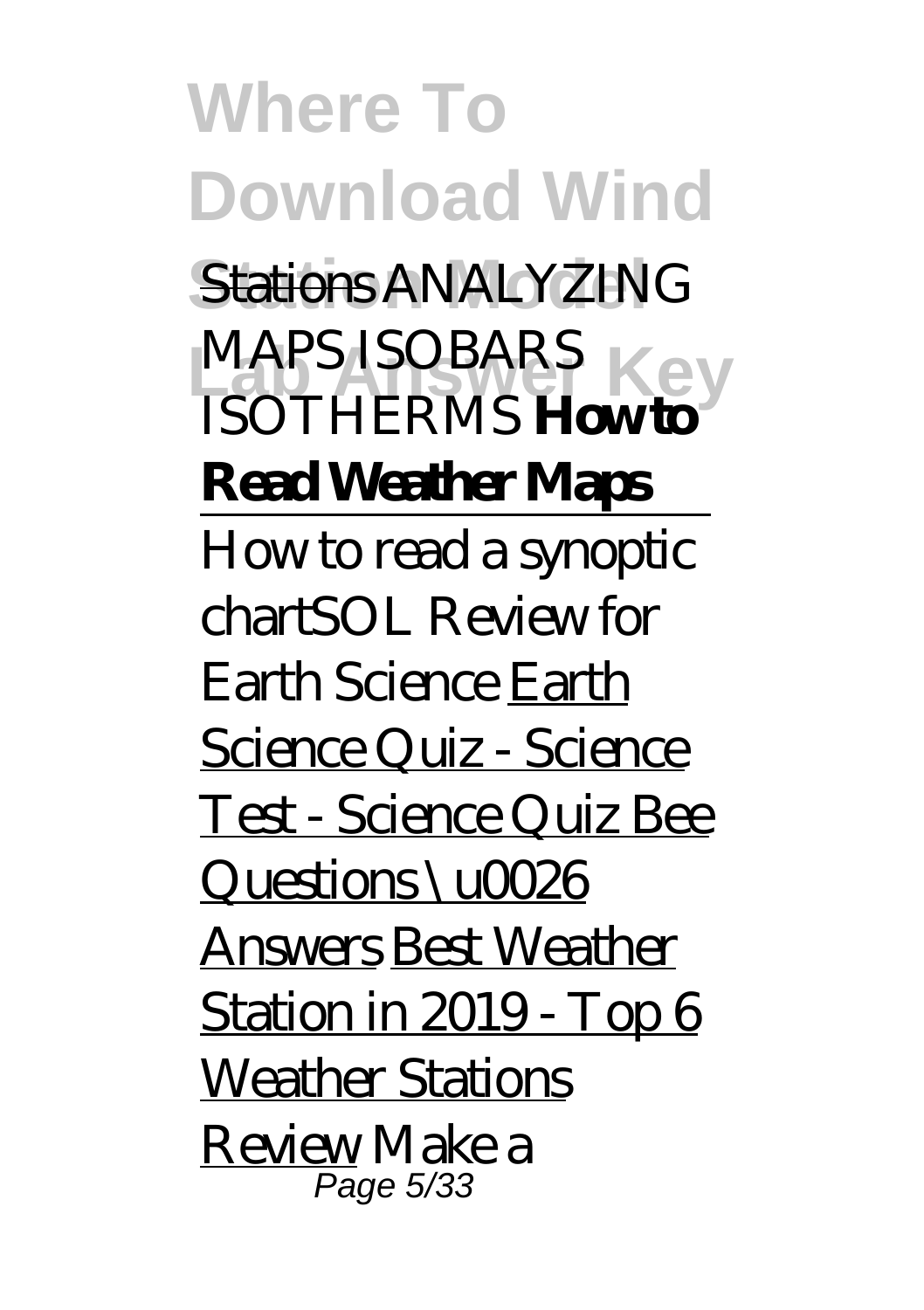Stations *ANALYZING MAPS ISOBARS ISOTHERMS* **How to Read Weather Maps**

How to read a synoptic chart*SOL Review for Earth Science* Earth Science Quiz - Science Test - Science Quiz Bee Questions \u0026 Answers Best Weather Station in 2019 - Top 6 Weather Stations Review *Make a*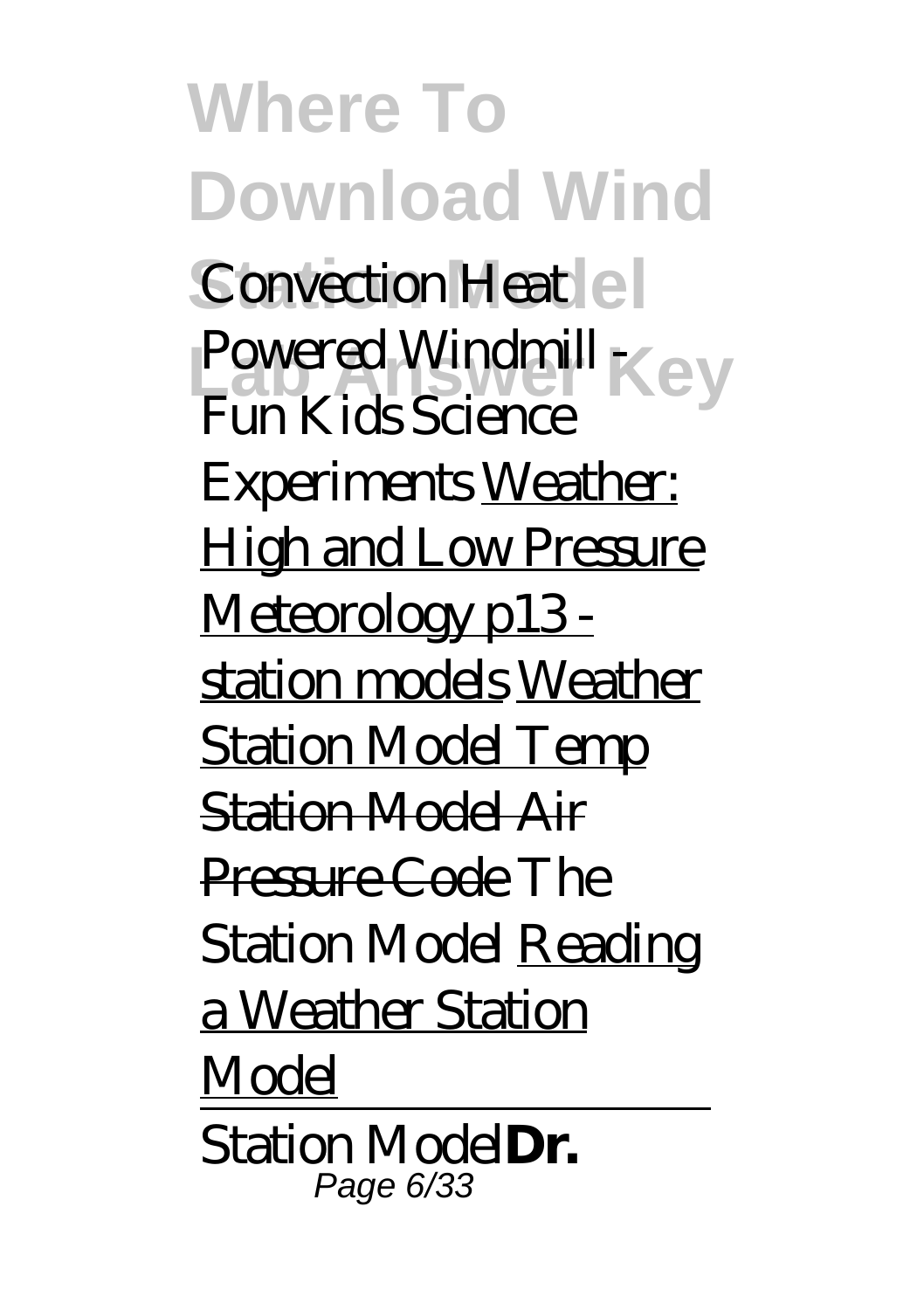*Convection Heat Powered Windmill - Fun Kids Science Experiments* Weather: High and Low Pressure Meteorology p13 - station models Weather Station Model Temp ~~Station Model Air Pressure Code~~ *The Station Model* Reading a Weather Station Model

---

Station Model**Dr.**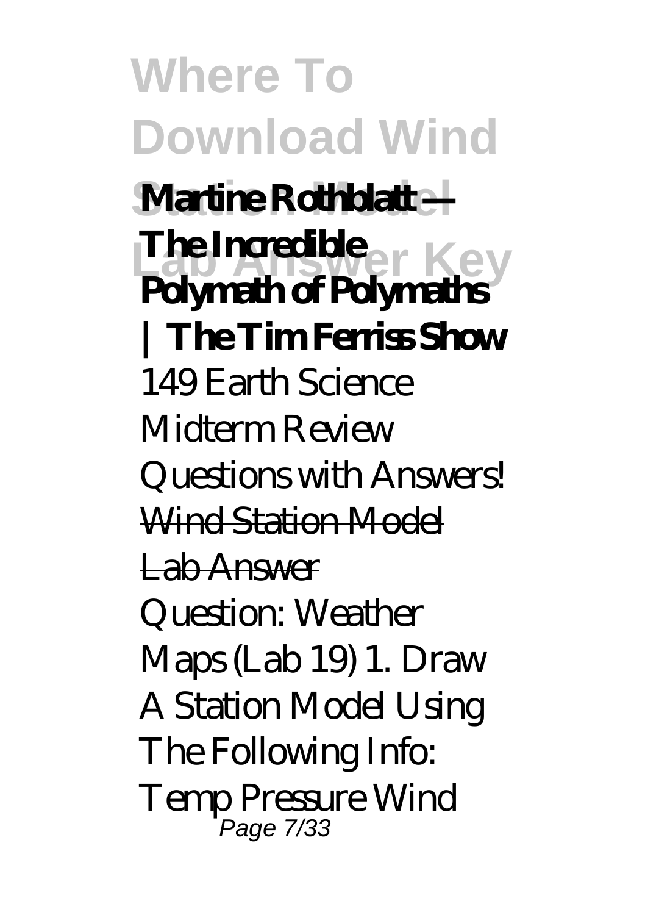**Martine Rothblatt — The Incredible Polymath of Polymaths | The Tim Ferriss Show**

*149 Earth Science Midterm Review Questions with Answers!*

Wind Station Model Lab Answer

Question: Weather Maps (Lab 19) 1. Draw A Station Model Using The Following Info: Temp Pressure Wind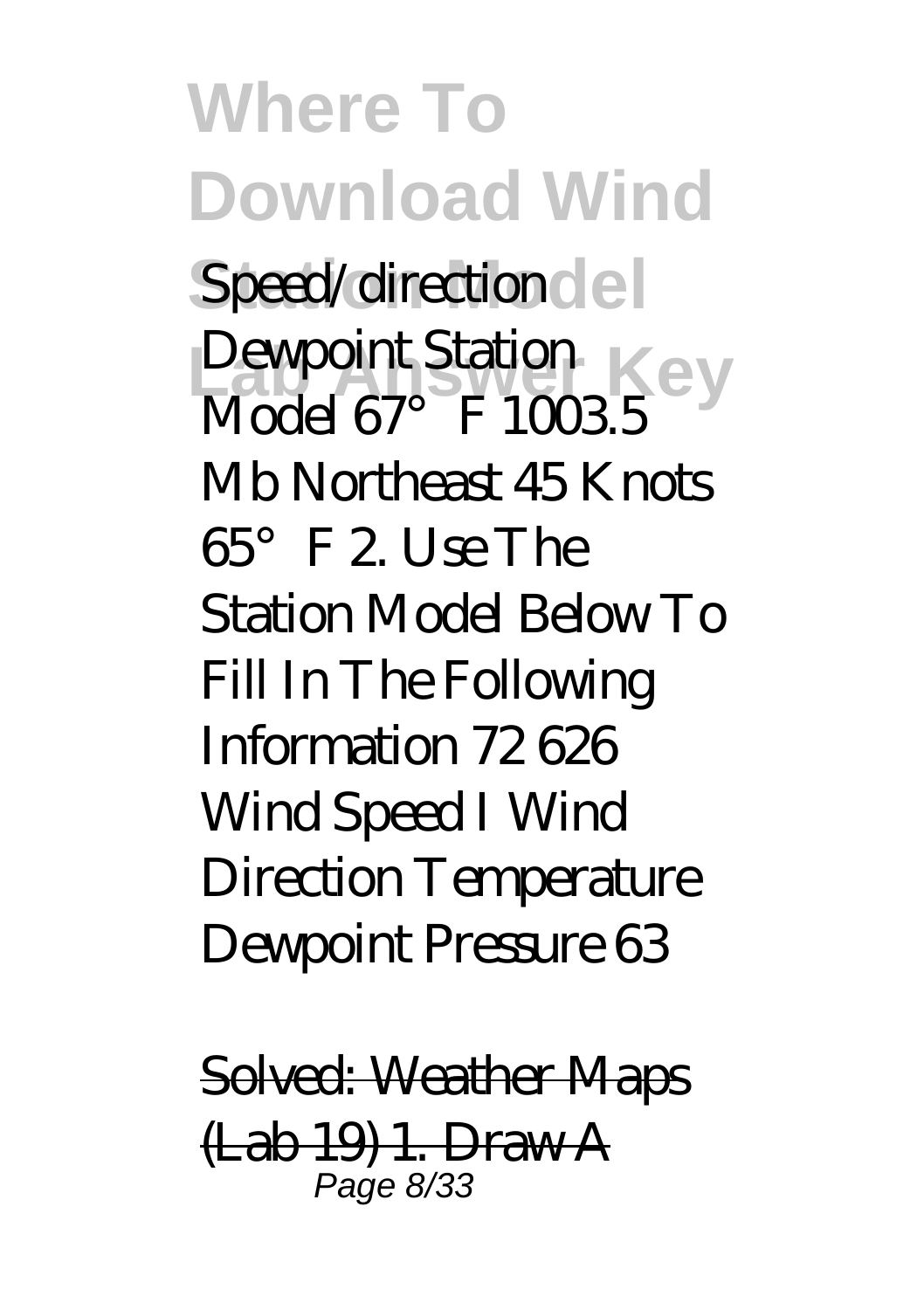Speed/direction Dewpoint Station Model 67°F 1003.5 Mb Northeast 45 Knots 65°F 2. Use The Station Model Below To Fill In The Following Information 72 626 Wind Speed I Wind Direction Temperature Dewpoint Pressure 63

Solved: Weather Maps (Lab 19) 1. Draw A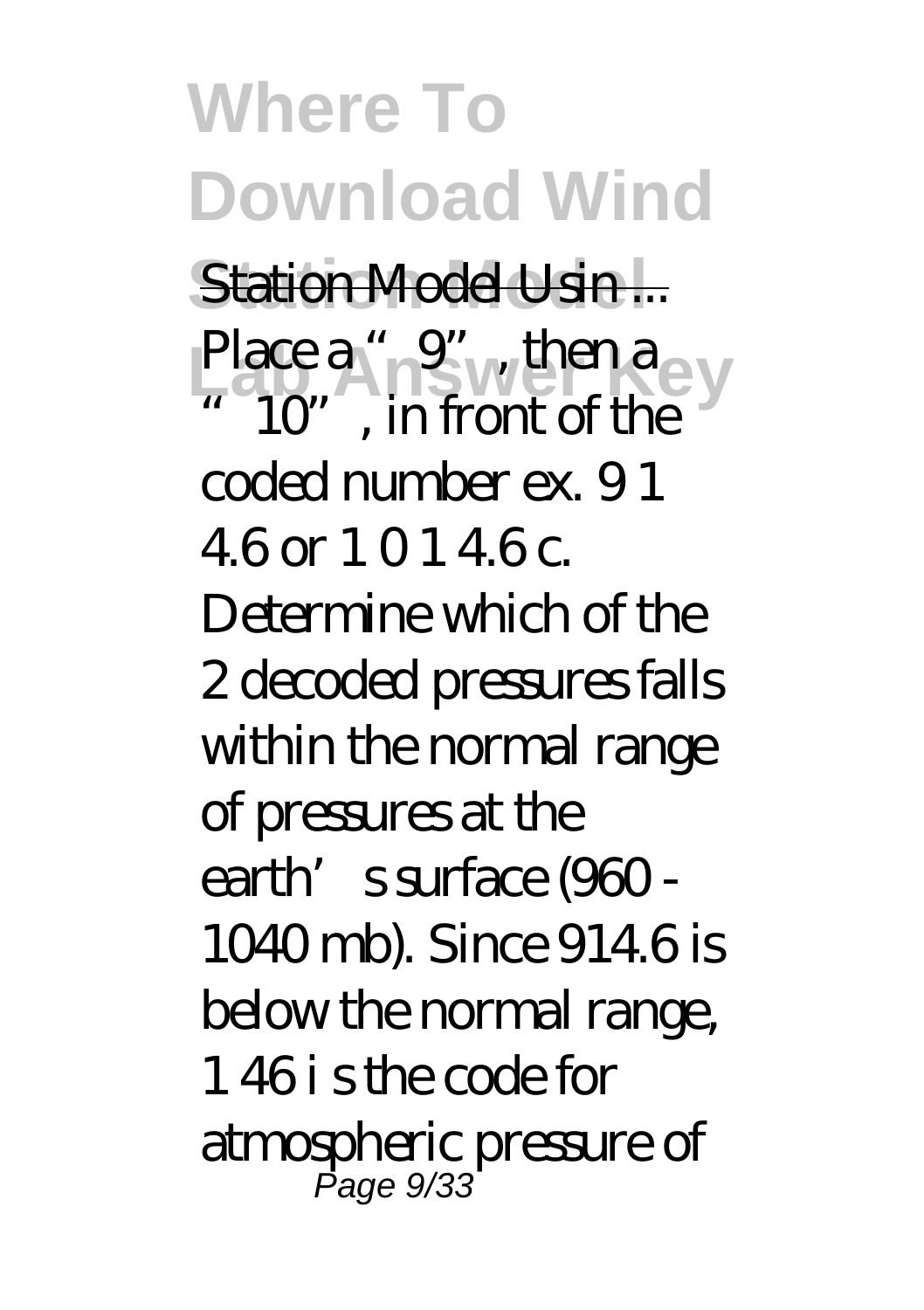# Where To Download Wind Station Model Lab Answer Key

Station Model Usin ...

Place a "9", then a "10", in front of the coded number ex. 9 1 4.6 or 1 0 1 4.6 c. Determine which of the 2 decoded pressures falls within the normal range of pressures at the earth's surface (960 - 1040 mb). Since 914.6 is below the normal range, 1 46 i s the code for atmospheric pressure of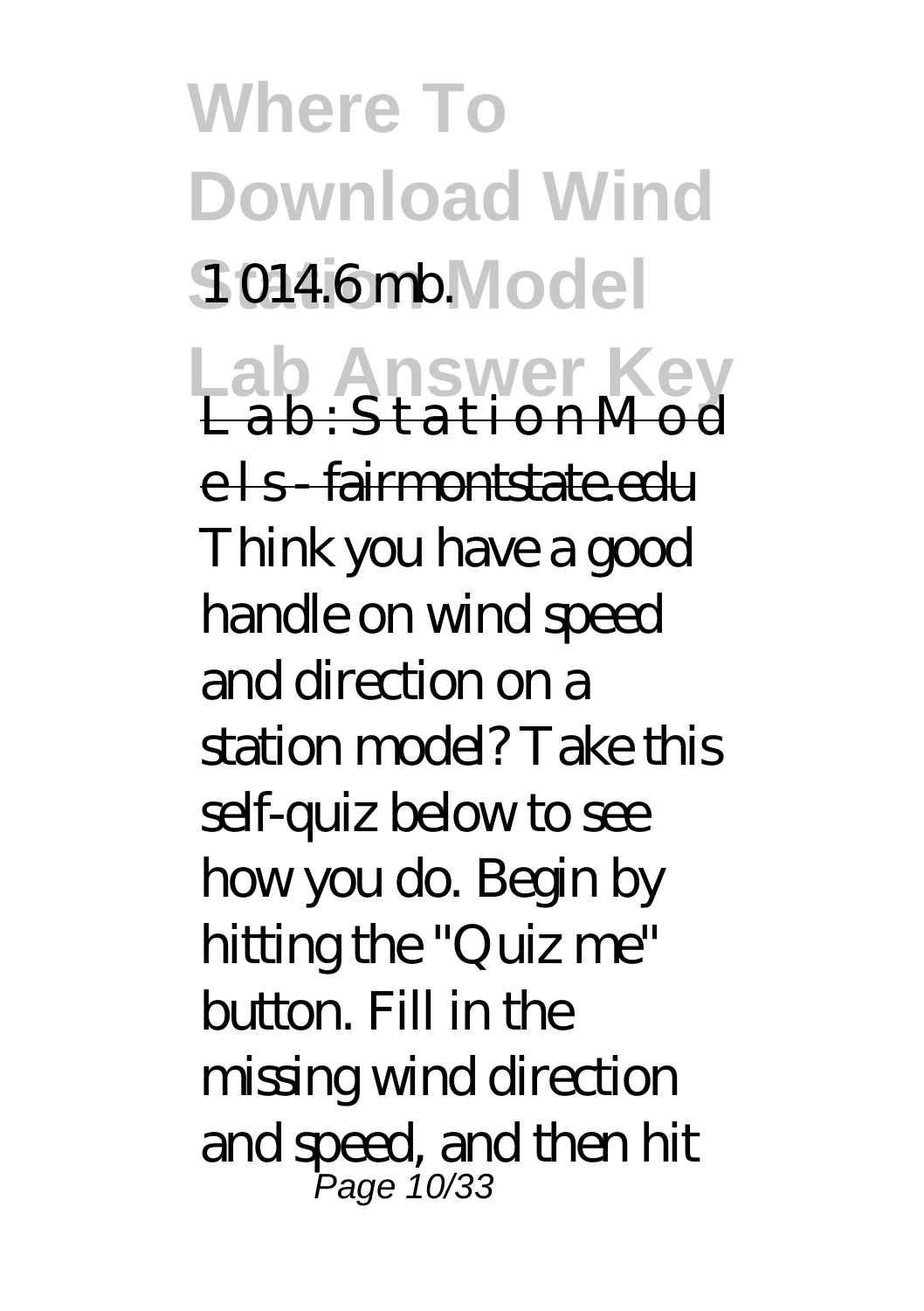1 014.6 mb.

Lab : Station Mod e l s - fairmontstate.edu

Think you have a good handle on wind speed and direction on a station model? Take this self-quiz below to see how you do. Begin by hitting the "Quiz me" button. Fill in the missing wind direction and speed, and then hit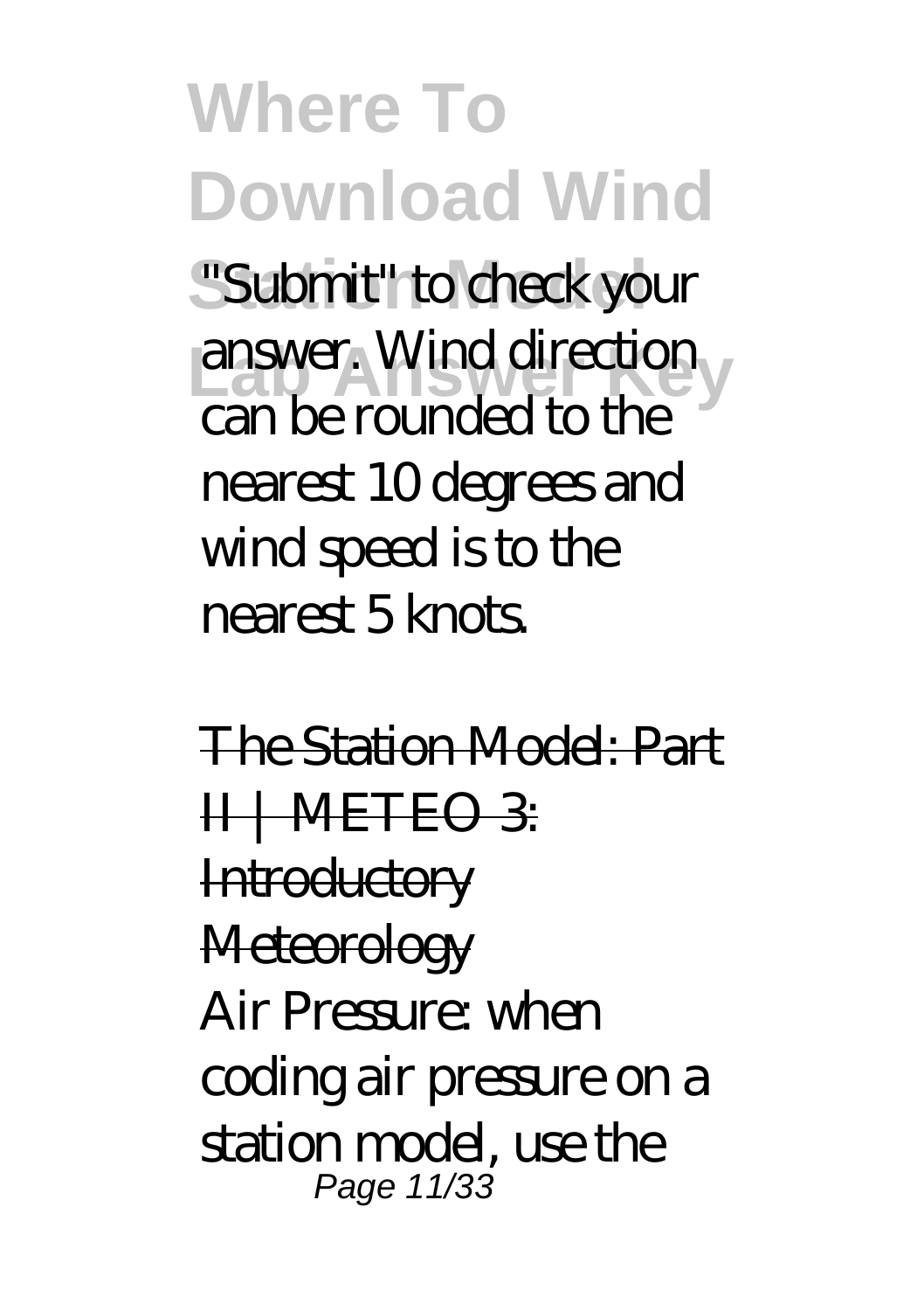"Submit" to check your answer. Wind direction can be rounded to the nearest 10 degrees and wind speed is to the nearest 5 knots.

The Station Model: Part II | METEO 3: Introductory Meteorology

Air Pressure: when coding air pressure on a station model, use the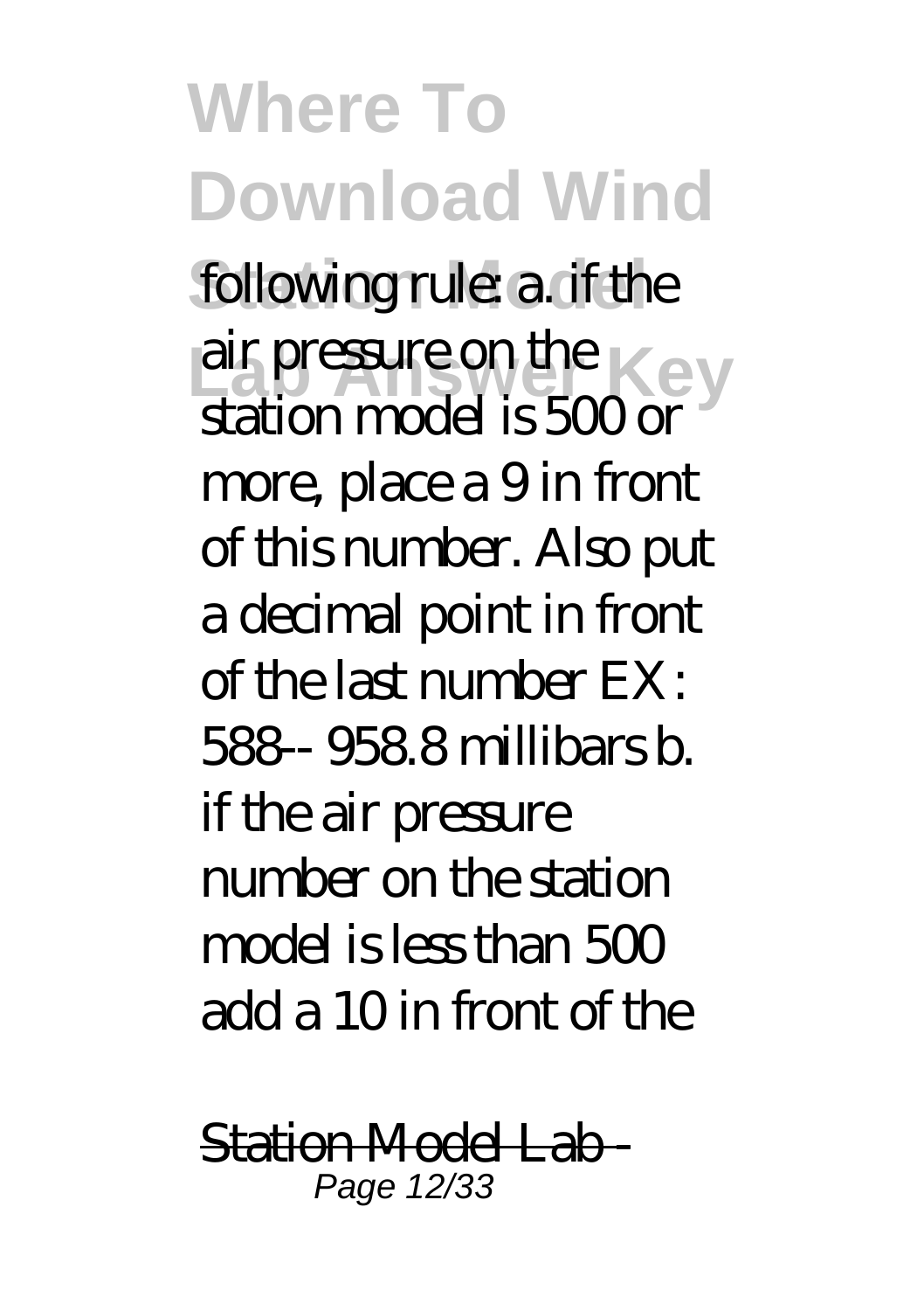following rule: a. if the air pressure on the station model is 500 or more, place a 9 in front of this number. Also put a decimal point in front of the last number EX: 588-- 958.8 millibars b. if the air pressure number on the station model is less than 500 add a 10 in front of the

Station Model Lab -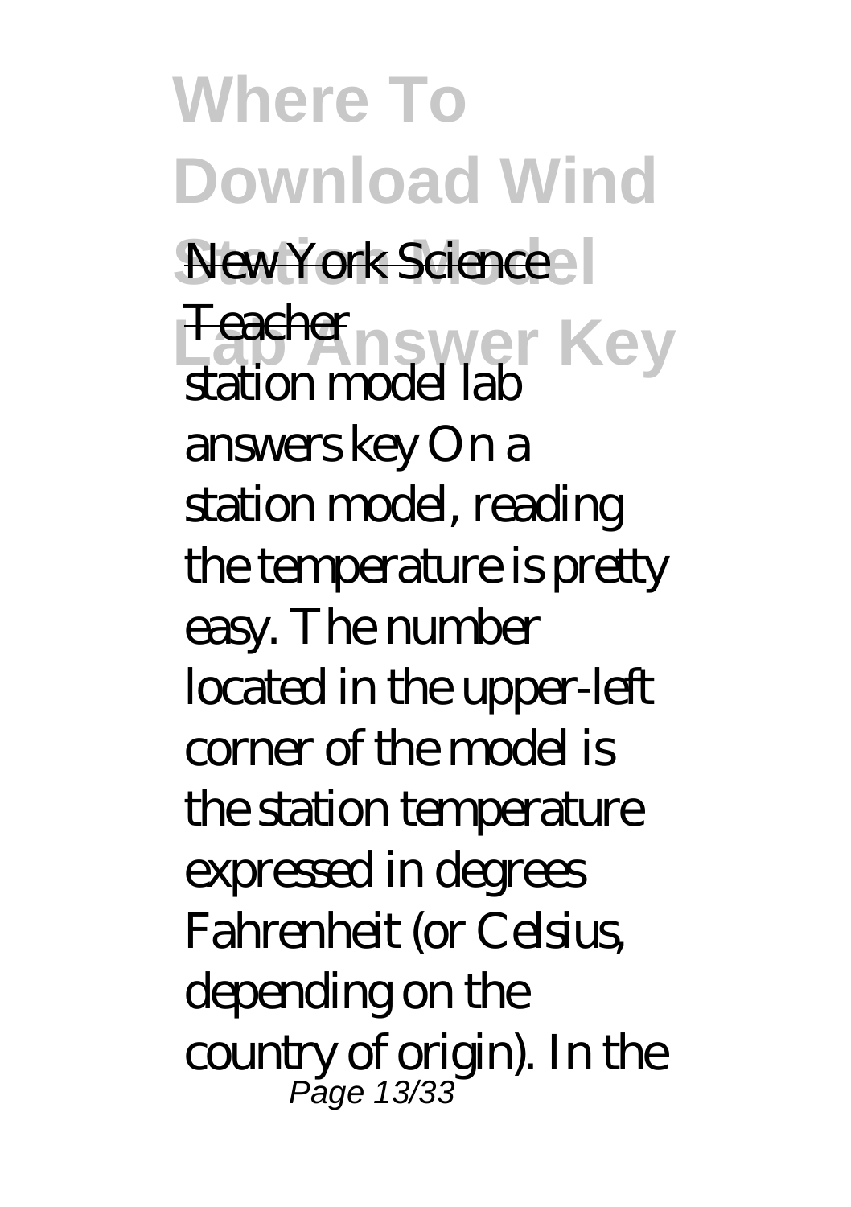New York Science Teacher

station model lab answers key On a station model, reading the temperature is pretty easy. The number located in the upper-left corner of the model is the station temperature expressed in degrees Fahrenheit (or Celsius, depending on the country of origin). In the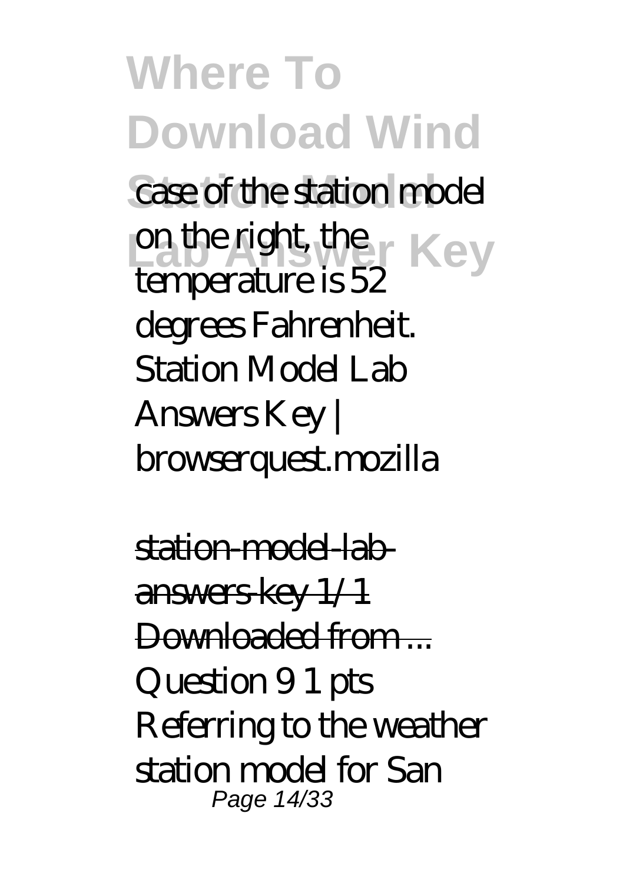case of the station model on the right, the temperature is 52 degrees Fahrenheit. Station Model Lab Answers Key | browserquest.mozilla

station-model-lab-answers-key 1/1 Downloaded from ...

Question 9 1 pts Referring to the weather station model for San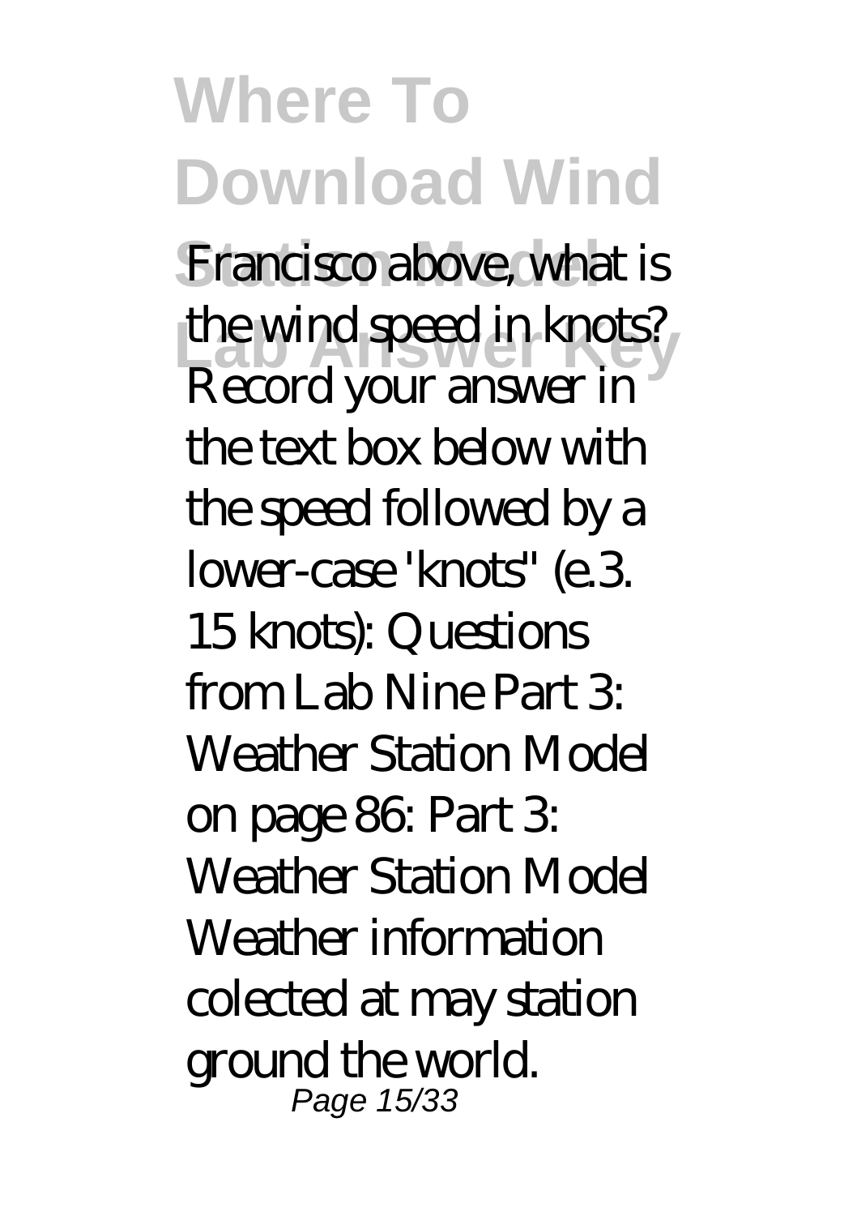Francisco above, what is the wind speed in knots? Record your answer in the text box below with the speed followed by a lower-case 'knots" (e.3. 15 knots): Questions from Lab Nine Part 3: Weather Station Model on page 86: Part 3: Weather Station Model Weather information colected at may station ground the world.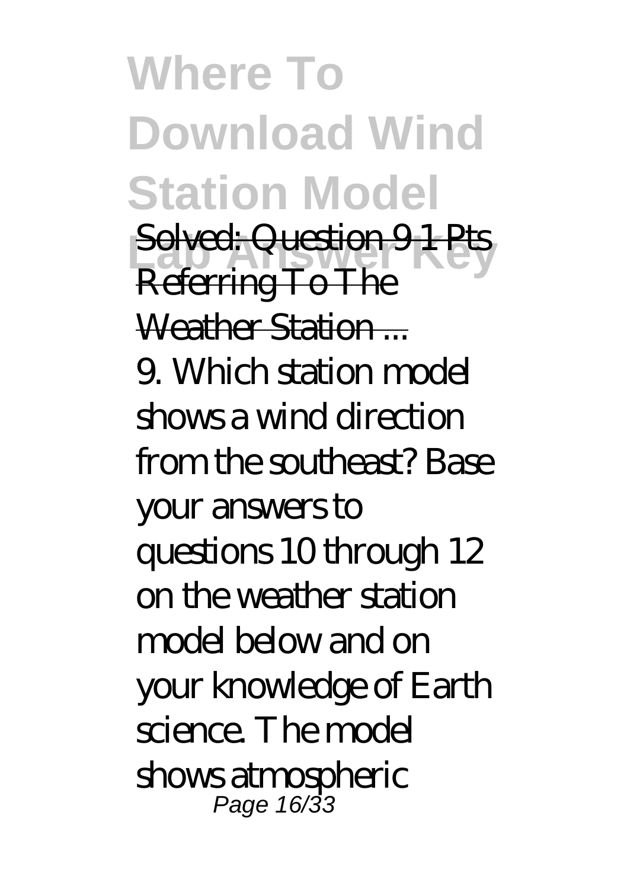# Where To Download Wind Station Model Lab Answer Key

Solved: Question 9 1 Pts Referring To The Weather Station ...

9. Which station model shows a wind direction from the southeast? Base your answers to questions 10 through 12 on the weather station model below and on your knowledge of Earth science. The model shows atmospheric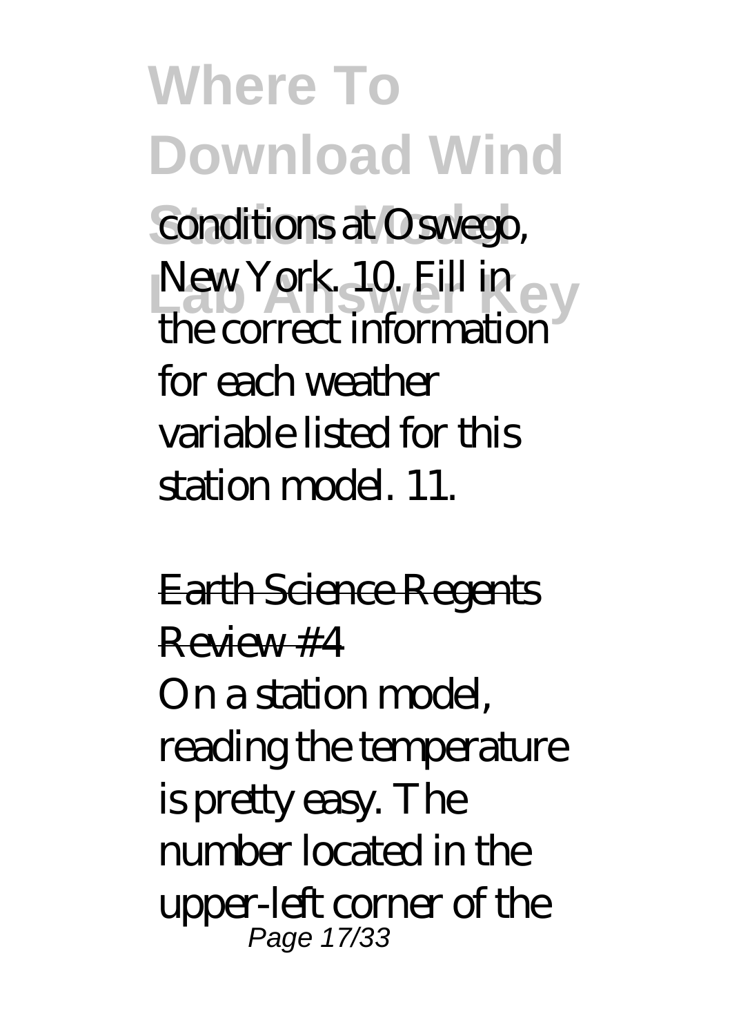conditions at Oswego, New York. 10. Fill in the correct information for each weather variable listed for this station model. 11.

Earth Science Regents Review #4

On a station model, reading the temperature is pretty easy. The number located in the upper-left corner of the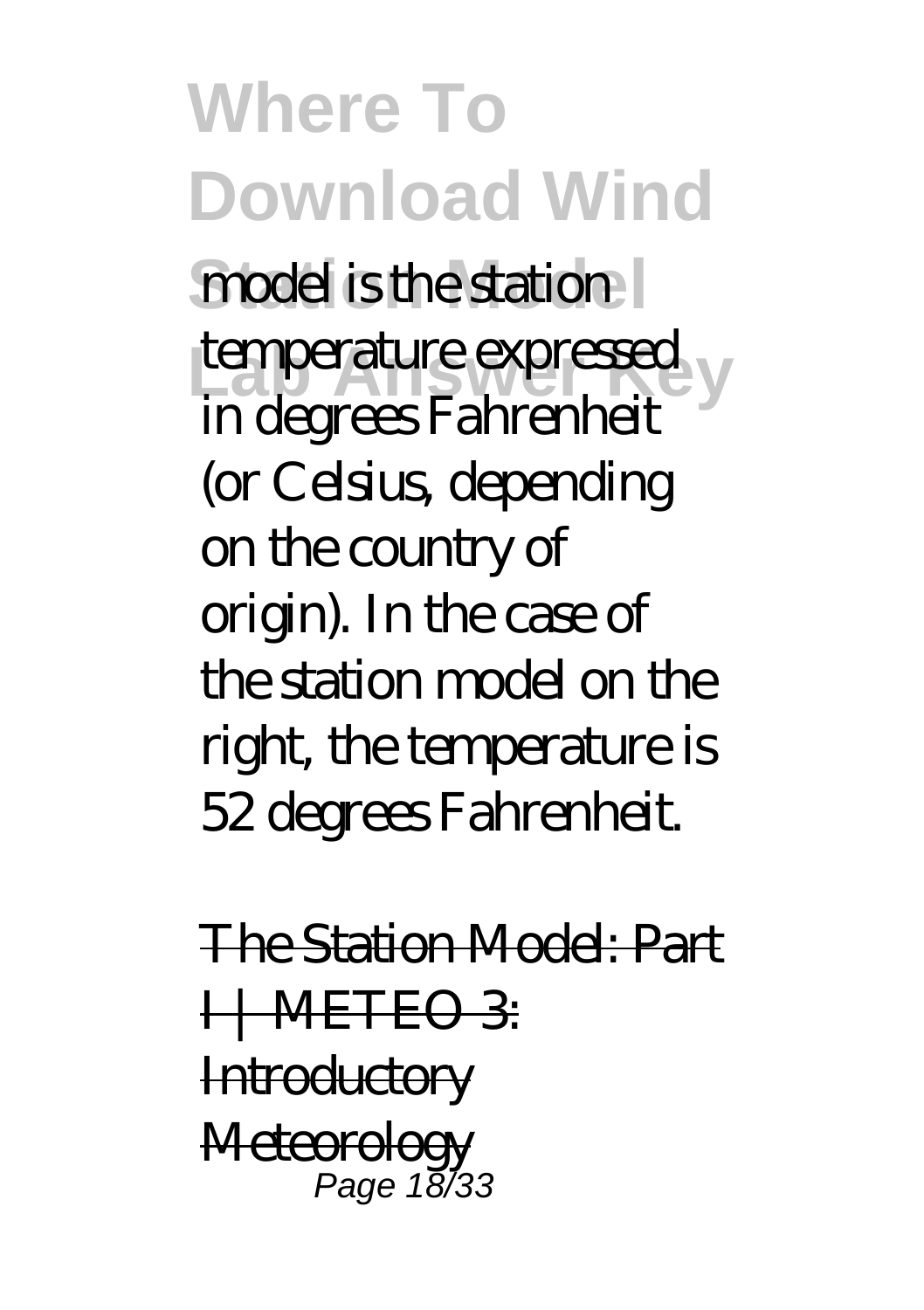model is the station temperature expressed in degrees Fahrenheit (or Celsius, depending on the country of origin). In the case of the station model on the right, the temperature is 52 degrees Fahrenheit.

The Station Model: Part I | METEO 3: Introductory Meteorology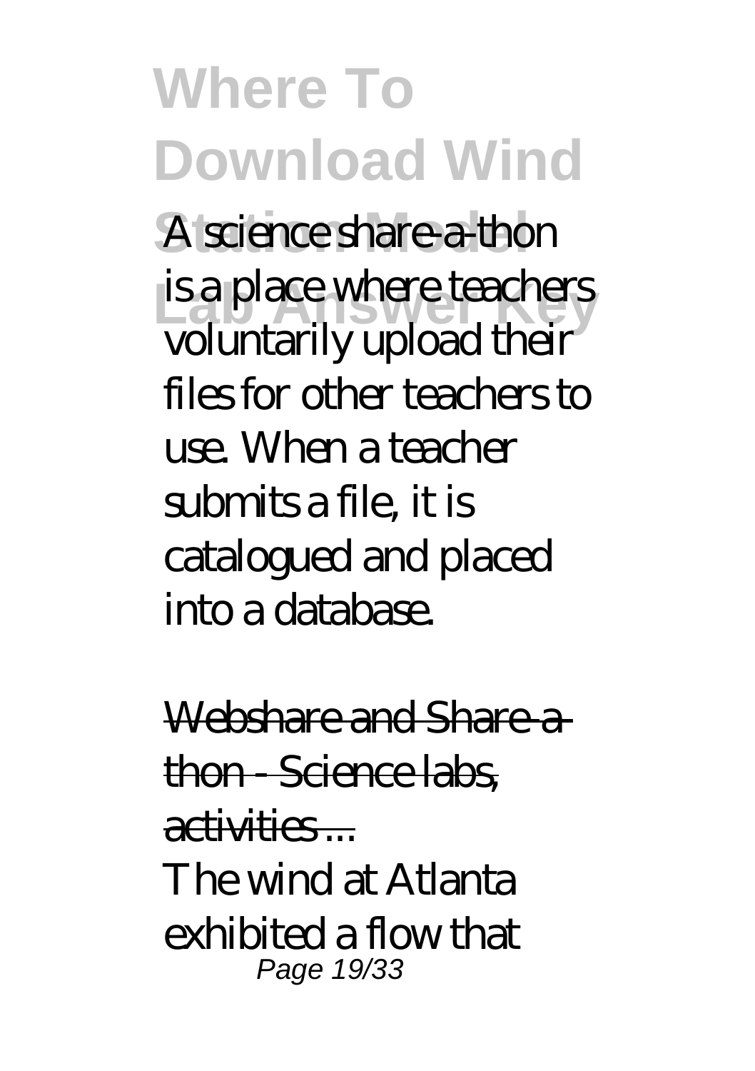A science share-a-thon is a place where teachers voluntarily upload their files for other teachers to use. When a teacher submits a file, it is catalogued and placed into a database.

Webshare and Share-a-thon - Science labs, activities ...

The wind at Atlanta exhibited a flow that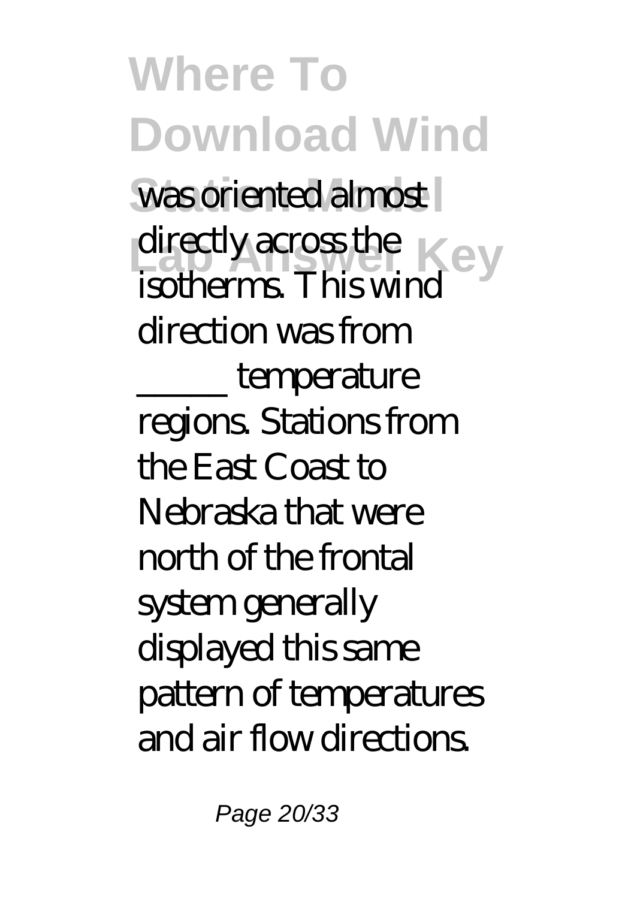was oriented almost directly across the isotherms. This wind direction was from _____ temperature regions. Stations from the East Coast to Nebraska that were north of the frontal system generally displayed this same pattern of temperatures and air flow directions.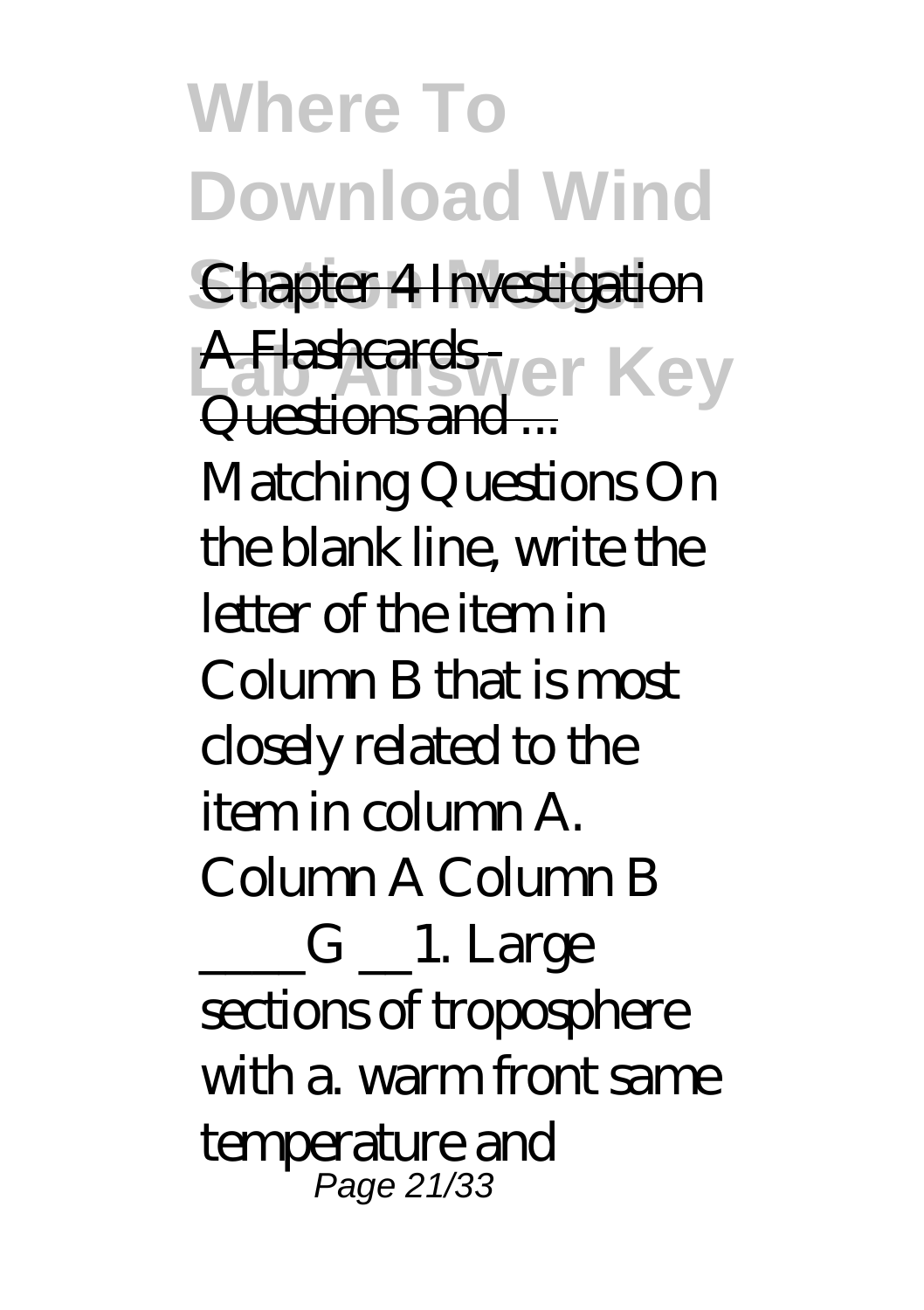Chapter 4 Investigation A Flashcards - Questions and ...

Matching Questions On the blank line, write the letter of the item in Column B that is most closely related to the item in column A. Column A Column B \_\_\_\_G \_\_1. Large sections of troposphere with a. warm front same temperature and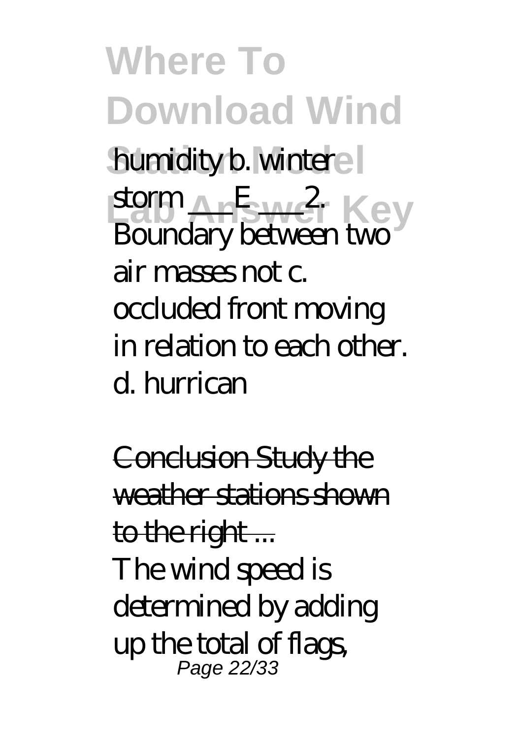humidity b. winter storm ___E___ 2. Boundary between two air masses not c. occluded front moving in relation to each other. d. hurrican

Conclusion Study the weather stations shown to the right ...

The wind speed is determined by adding up the total of flags,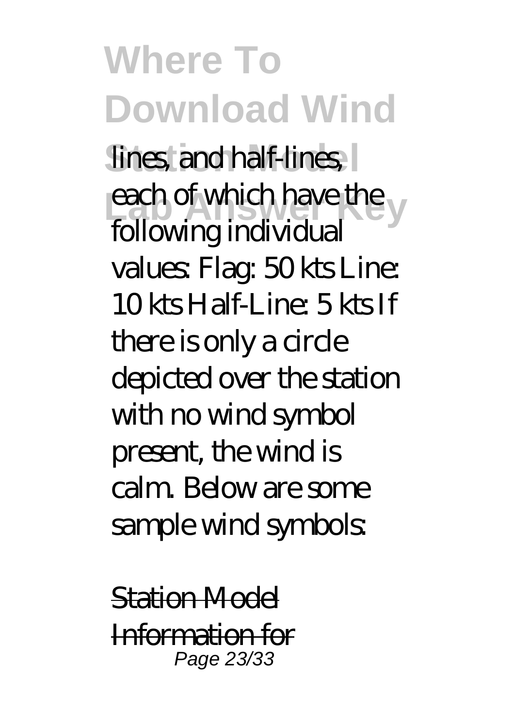lines, and half-lines, each of which have the following individual values: Flag: 50 kts Line: 10 kts Half-Line: 5 kts If there is only a circle depicted over the station with no wind symbol present, the wind is calm. Below are some sample wind symbols:

Station Model Information for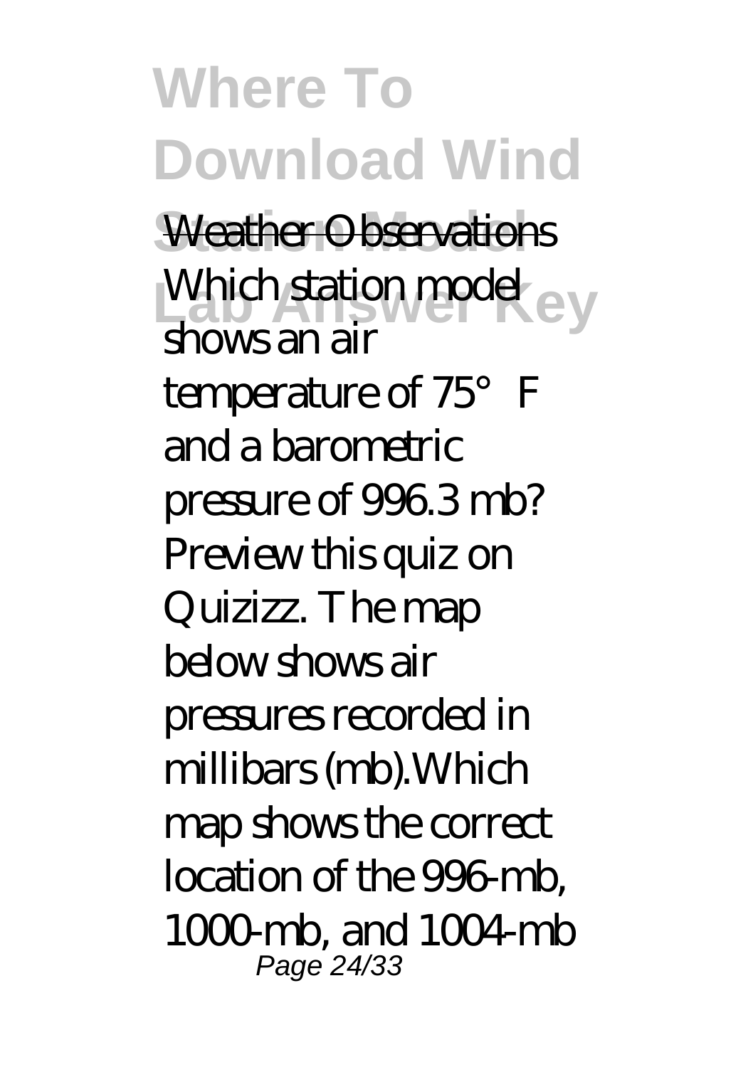Weather Observations

Which station model shows an air temperature of 75°F and a barometric pressure of 996.3 mb? Preview this quiz on Quizizz. The map below shows air pressures recorded in millibars (mb).Which map shows the correct location of the 996-mb, 1000-mb, and 1004-mb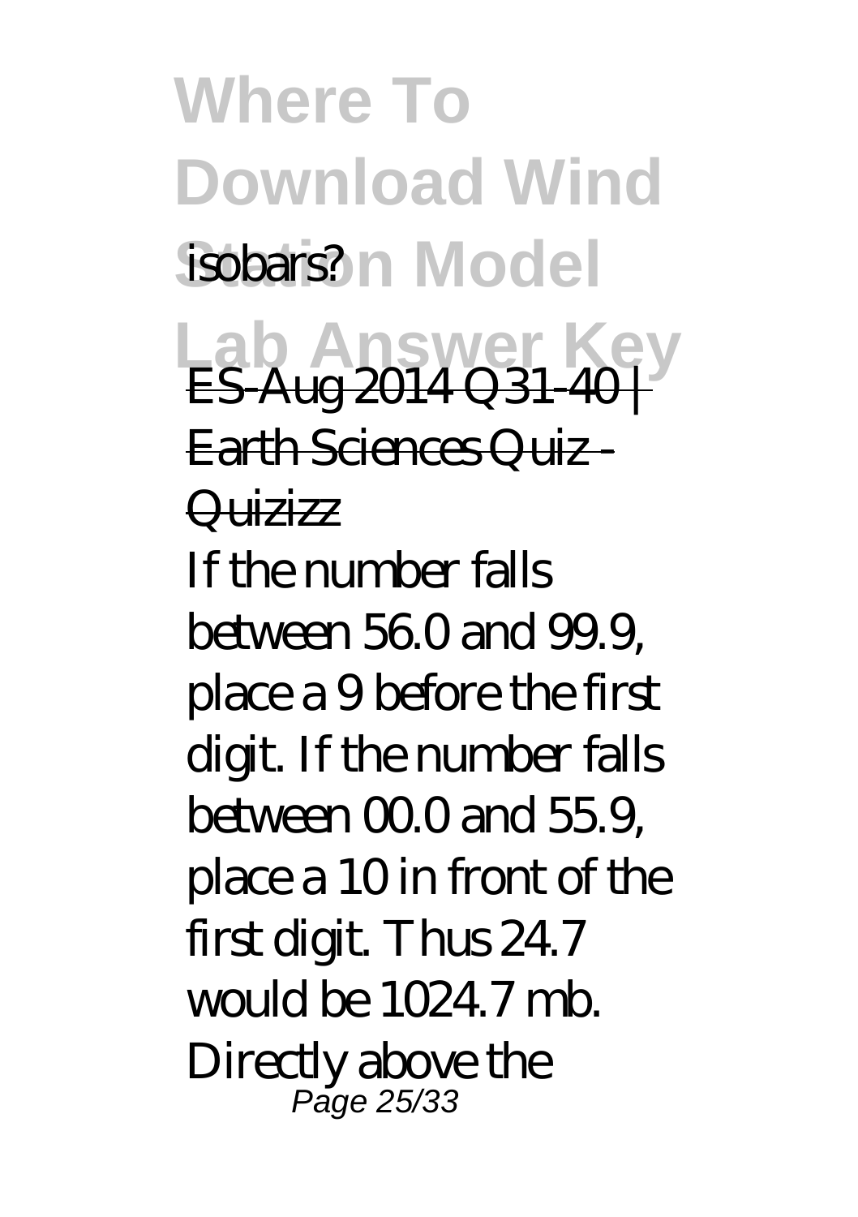isobars?

ES-Aug 2014 Q31-40 | Earth Sciences Quiz - Quizizz

If the number falls between 56.0 and 99.9, place a 9 before the first digit. If the number falls between 00.0 and 55.9, place a 10 in front of the first digit. Thus 24.7 would be 1024.7 mb. Directly above the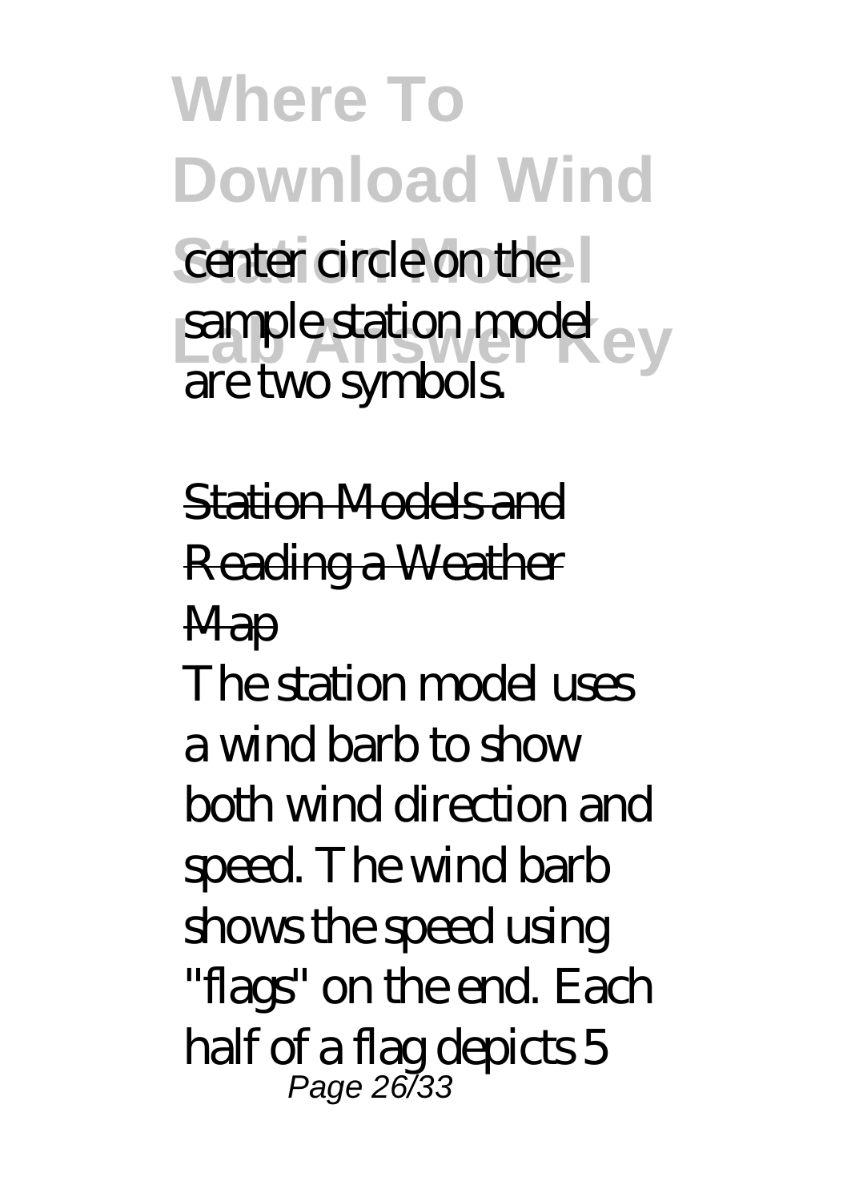center circle on the sample station model are two symbols.

## Station Models and Reading a Weather Map

The station model uses a wind barb to show both wind direction and speed. The wind barb shows the speed using "flags" on the end. Each half of a flag depicts 5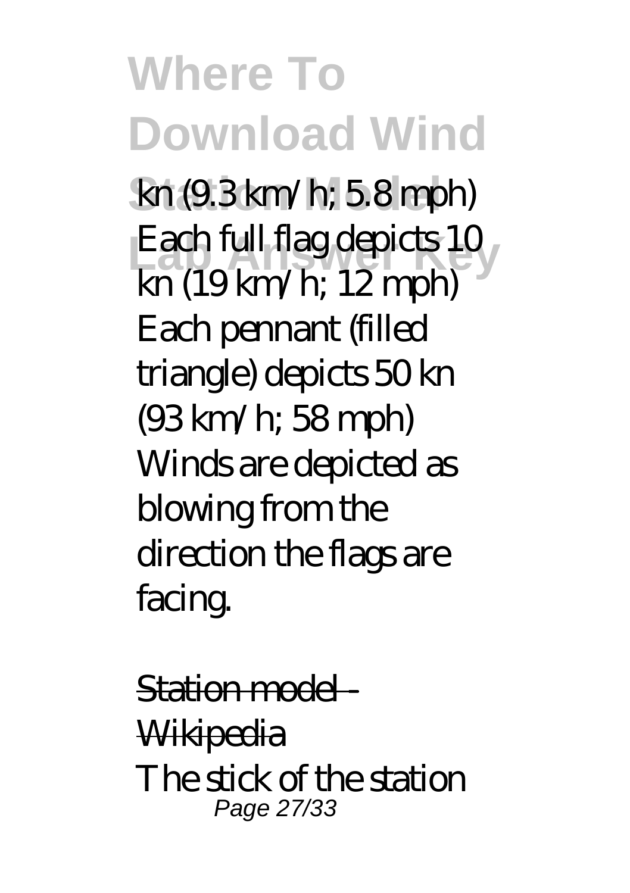kn (9.3 km/h; 5.8 mph) Each full flag depicts 10 kn (19 km/h; 12 mph) Each pennant (filled triangle) depicts 50 kn (93 km/h; 58 mph) Winds are depicted as blowing from the direction the flags are facing.

Station model - Wikipedia

The stick of the station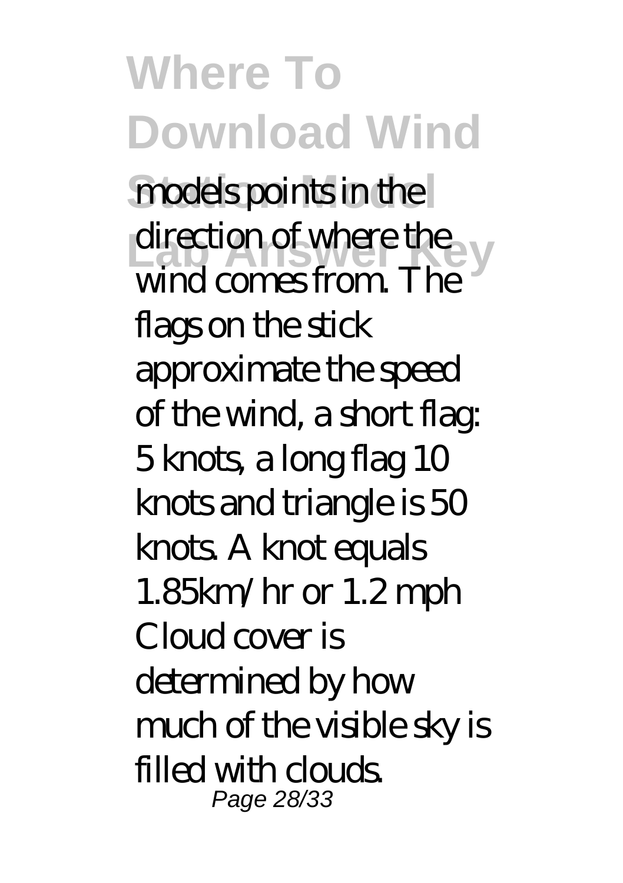models points in the direction of where the wind comes from. The flags on the stick approximate the speed of the wind, a short flag: 5 knots, a long flag 10 knots and triangle is 50 knots. A knot equals 1.85km/hr or 1.2 mph Cloud cover is determined by how much of the visible sky is filled with clouds.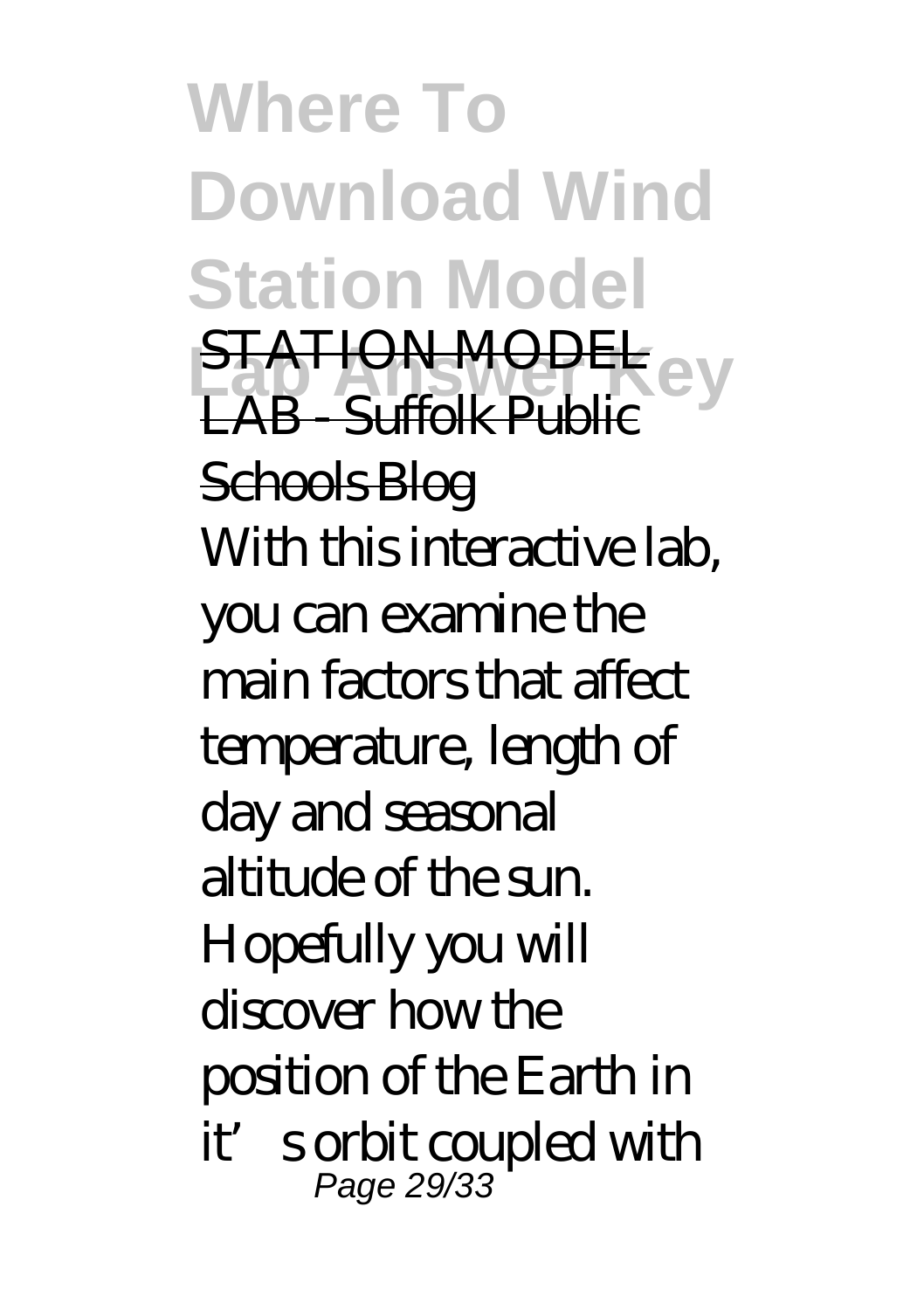STATION MODEL LAB - Suffolk Public Schools Blog

With this interactive lab, you can examine the main factors that affect temperature, length of day and seasonal altitude of the sun. Hopefully you will discover how the position of the Earth in it's orbit coupled with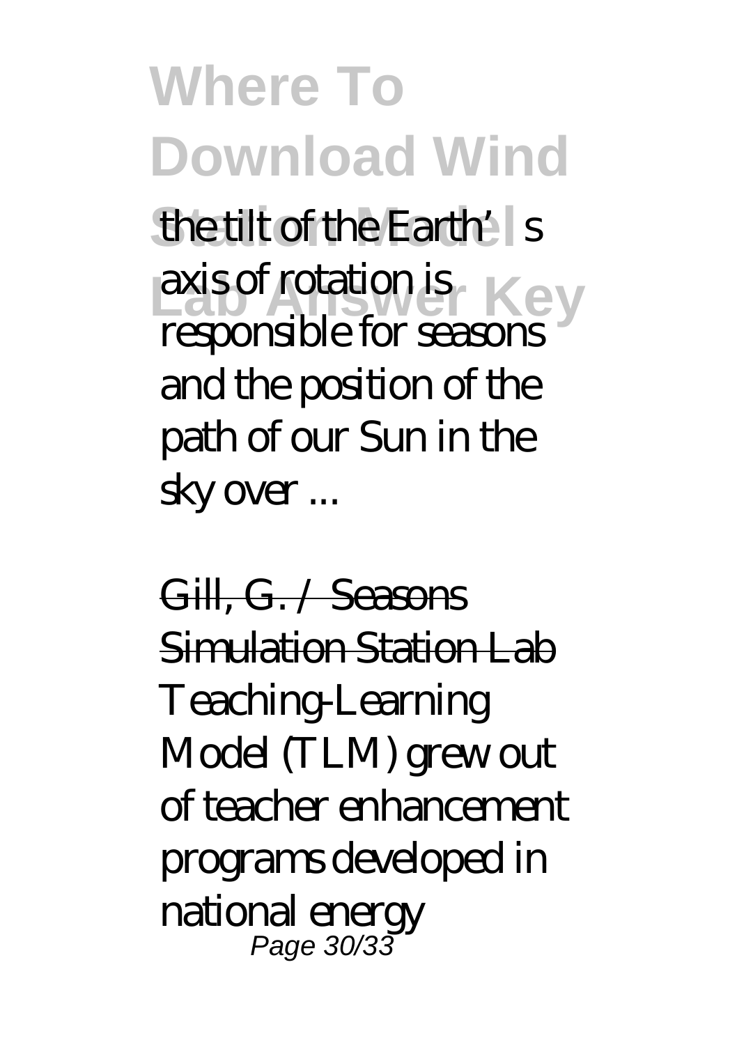the tilt of the Earth's axis of rotation is responsible for seasons and the position of the path of our Sun in the sky over ...

Gill, G. / Seasons Simulation Station Lab
Teaching-Learning Model (TLM) grew out of teacher enhancement programs developed in national energy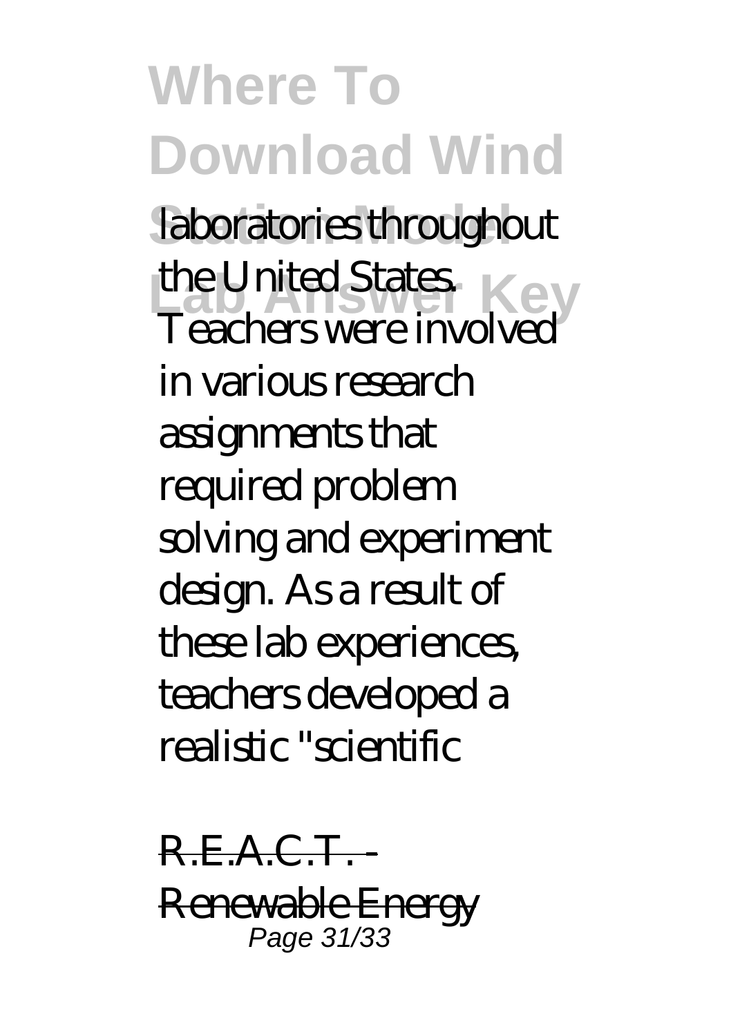laboratories throughout the United States. Teachers were involved in various research assignments that required problem solving and experiment design. As a result of these lab experiences, teachers developed a realistic "scientific

~~R.E.A.C.T. - Renewable Energy~~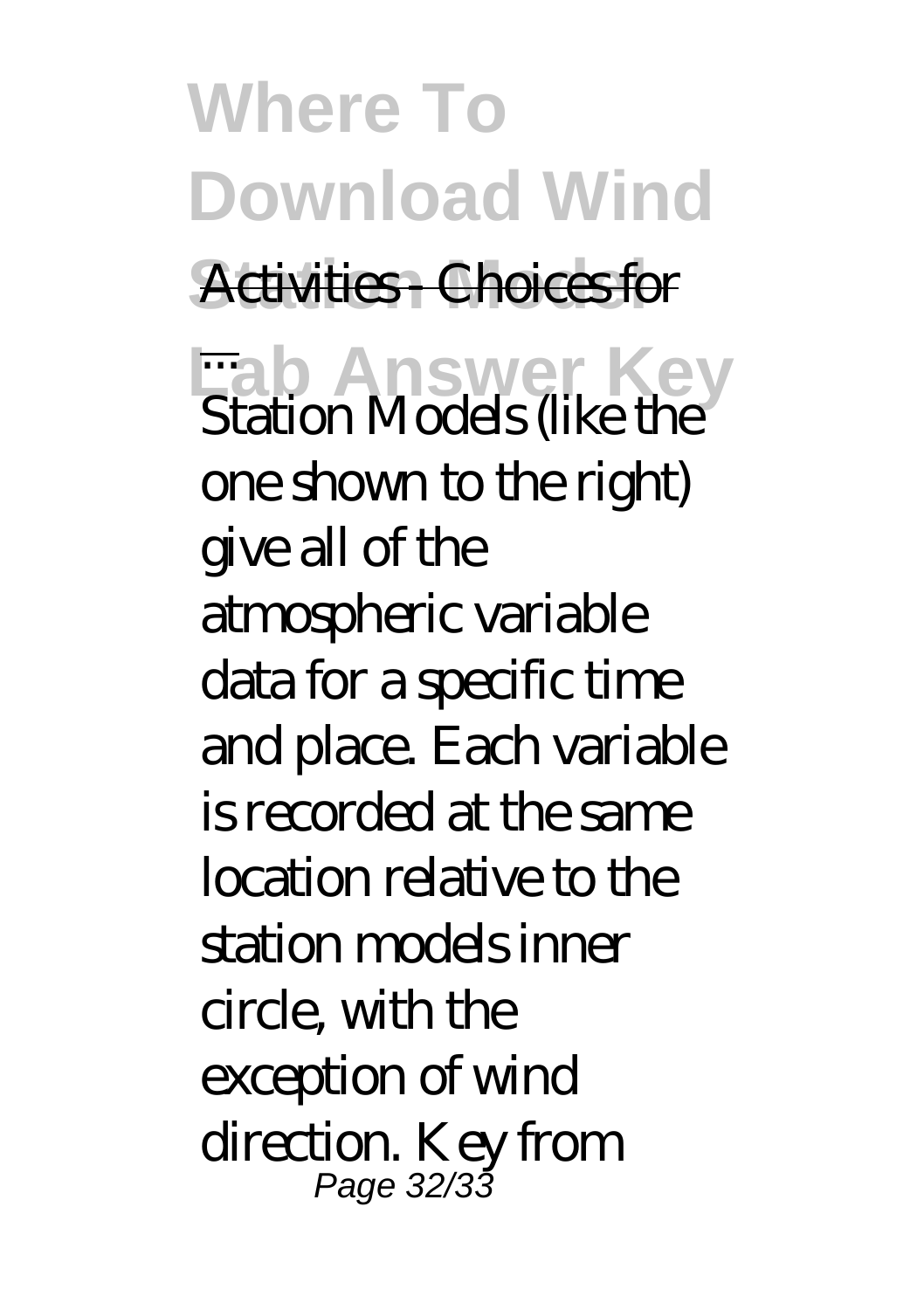Activities - Choices for ...

Station Models (like the one shown to the right) give all of the atmospheric variable data for a specific time and place. Each variable is recorded at the same location relative to the station models inner circle, with the exception of wind direction. Key from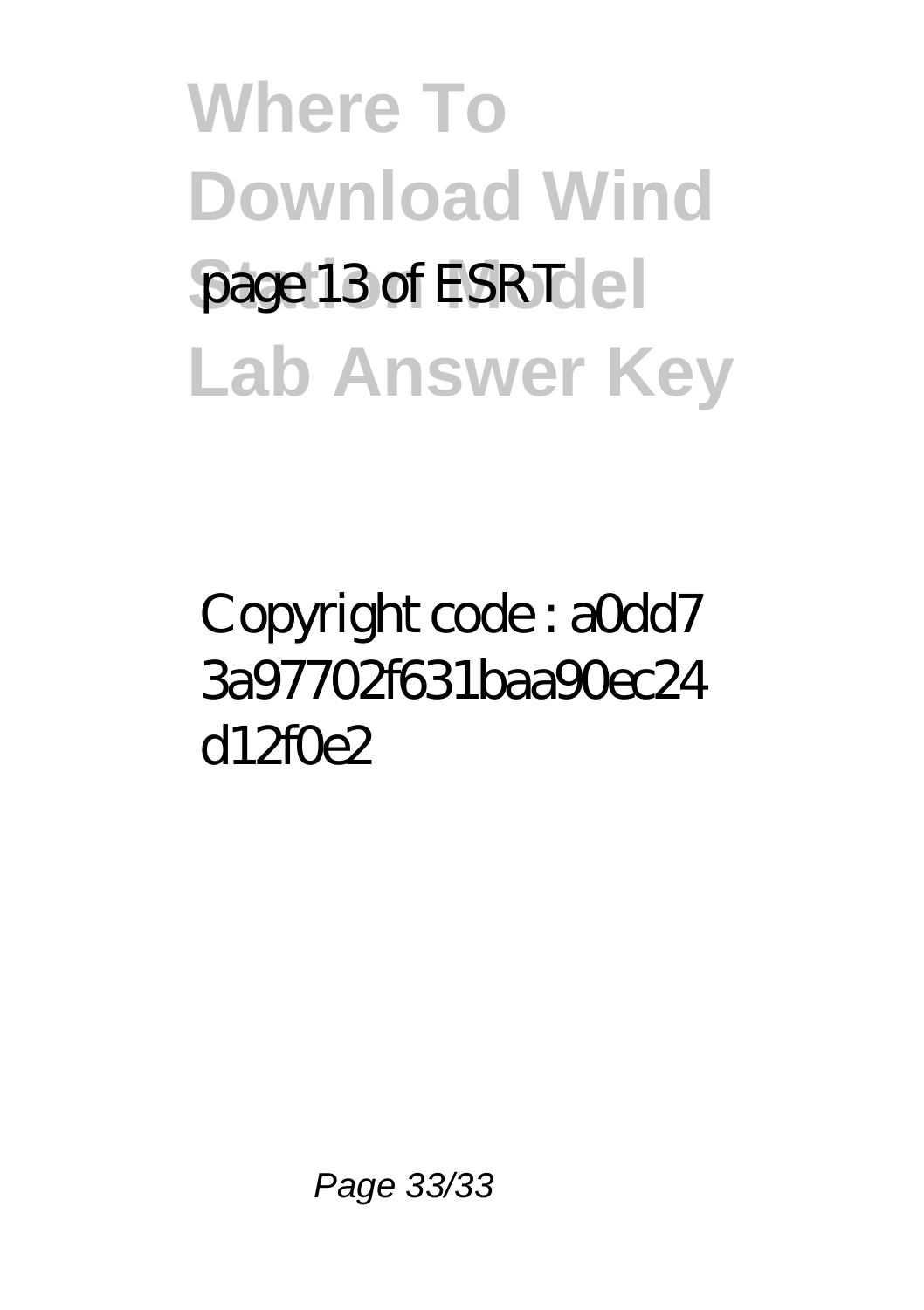page 13 of ESRT

Copyright code : a0dd73a97702f631baa90ec24d12f0e2